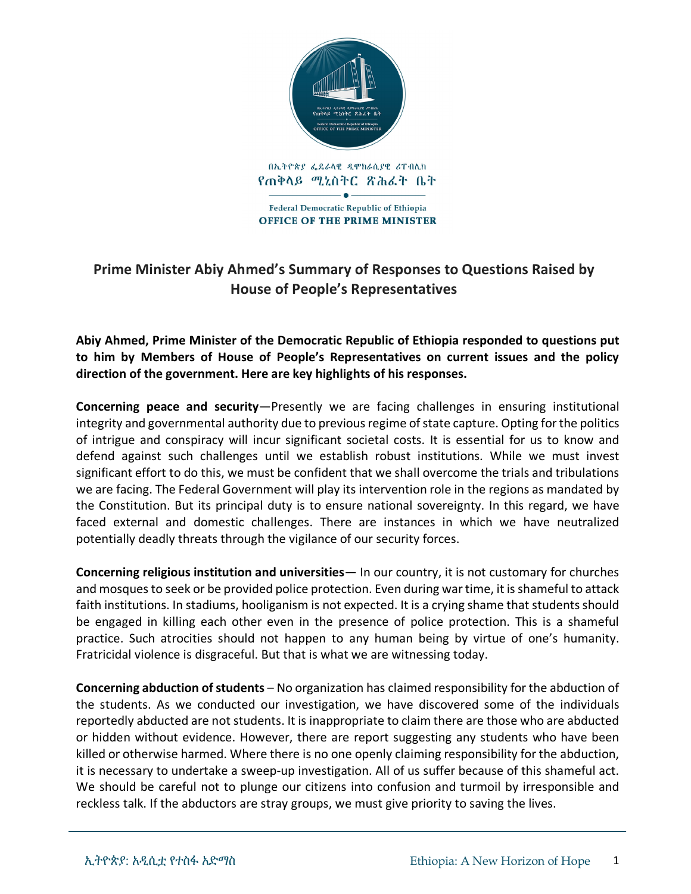በኢትዮጵያ ፌደራላዊ ዲሞክራሲያዊ ሪፐብሊክ
የጠቅላይ ሚኒስትር ጽሕፈት ቤት

Federal Democratic Republic of Ethiopia
**OFFICE OF THE PRIME MINISTER**

# Prime Minister Abiy Ahmed's Summary of Responses to Questions Raised by House of People's Representatives

**Abiy Ahmed, Prime Minister of the Democratic Republic of Ethiopia responded to questions put to him by Members of House of People's Representatives on current issues and the policy direction of the government. Here are key highlights of his responses.**

**Concerning peace and security**—Presently we are facing challenges in ensuring institutional integrity and governmental authority due to previous regime of state capture. Opting for the politics of intrigue and conspiracy will incur significant societal costs. It is essential for us to know and defend against such challenges until we establish robust institutions. While we must invest significant effort to do this, we must be confident that we shall overcome the trials and tribulations we are facing. The Federal Government will play its intervention role in the regions as mandated by the Constitution. But its principal duty is to ensure national sovereignty. In this regard, we have faced external and domestic challenges. There are instances in which we have neutralized potentially deadly threats through the vigilance of our security forces.

**Concerning religious institution and universities**— In our country, it is not customary for churches and mosques to seek or be provided police protection. Even during war time, it is shameful to attack faith institutions. In stadiums, hooliganism is not expected. It is a crying shame that students should be engaged in killing each other even in the presence of police protection. This is a shameful practice. Such atrocities should not happen to any human being by virtue of one's humanity. Fratricidal violence is disgraceful. But that is what we are witnessing today.

**Concerning abduction of students** – No organization has claimed responsibility for the abduction of the students. As we conducted our investigation, we have discovered some of the individuals reportedly abducted are not students. It is inappropriate to claim there are those who are abducted or hidden without evidence. However, there are report suggesting any students who have been killed or otherwise harmed. Where there is no one openly claiming responsibility for the abduction, it is necessary to undertake a sweep-up investigation. All of us suffer because of this shameful act. We should be careful not to plunge our citizens into confusion and turmoil by irresponsible and reckless talk. If the abductors are stray groups, we must give priority to saving the lives.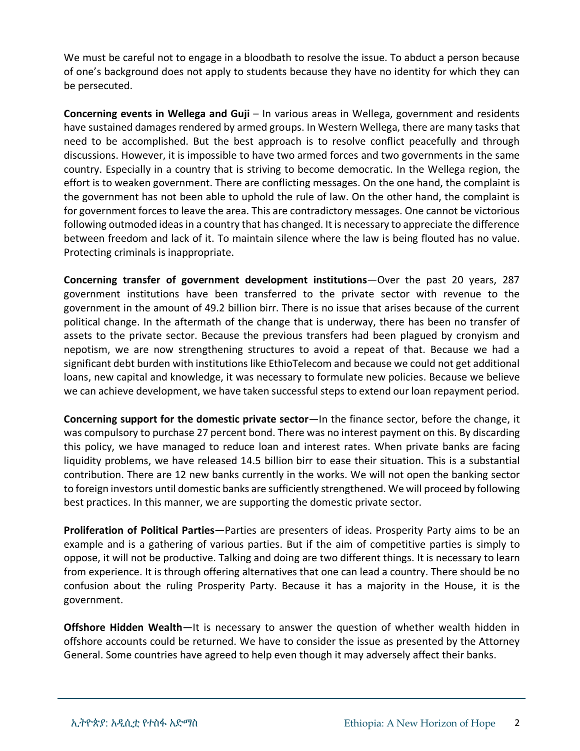We must be careful not to engage in a bloodbath to resolve the issue. To abduct a person because of one's background does not apply to students because they have no identity for which they can be persecuted.

**Concerning events in Wellega and Guji** – In various areas in Wellega, government and residents have sustained damages rendered by armed groups. In Western Wellega, there are many tasks that need to be accomplished. But the best approach is to resolve conflict peacefully and through discussions. However, it is impossible to have two armed forces and two governments in the same country. Especially in a country that is striving to become democratic. In the Wellega region, the effort is to weaken government. There are conflicting messages. On the one hand, the complaint is the government has not been able to uphold the rule of law. On the other hand, the complaint is for government forces to leave the area. This are contradictory messages. One cannot be victorious following outmoded ideas in a country that has changed. It is necessary to appreciate the difference between freedom and lack of it. To maintain silence where the law is being flouted has no value. Protecting criminals is inappropriate.

**Concerning transfer of government development institutions**—Over the past 20 years, 287 government institutions have been transferred to the private sector with revenue to the government in the amount of 49.2 billion birr. There is no issue that arises because of the current political change. In the aftermath of the change that is underway, there has been no transfer of assets to the private sector. Because the previous transfers had been plagued by cronyism and nepotism, we are now strengthening structures to avoid a repeat of that. Because we had a significant debt burden with institutions like EthioTelecom and because we could not get additional loans, new capital and knowledge, it was necessary to formulate new policies. Because we believe we can achieve development, we have taken successful steps to extend our loan repayment period.

**Concerning support for the domestic private sector**—In the finance sector, before the change, it was compulsory to purchase 27 percent bond. There was no interest payment on this. By discarding this policy, we have managed to reduce loan and interest rates. When private banks are facing liquidity problems, we have released 14.5 billion birr to ease their situation. This is a substantial contribution. There are 12 new banks currently in the works. We will not open the banking sector to foreign investors until domestic banks are sufficiently strengthened. We will proceed by following best practices. In this manner, we are supporting the domestic private sector.

**Proliferation of Political Parties**—Parties are presenters of ideas. Prosperity Party aims to be an example and is a gathering of various parties. But if the aim of competitive parties is simply to oppose, it will not be productive. Talking and doing are two different things. It is necessary to learn from experience. It is through offering alternatives that one can lead a country. There should be no confusion about the ruling Prosperity Party. Because it has a majority in the House, it is the government.

**Offshore Hidden Wealth**—It is necessary to answer the question of whether wealth hidden in offshore accounts could be returned. We have to consider the issue as presented by the Attorney General. Some countries have agreed to help even though it may adversely affect their banks.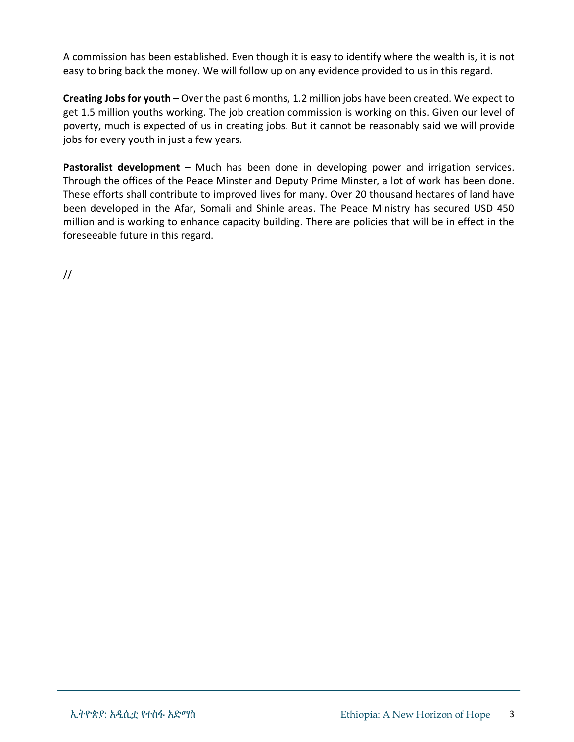A commission has been established. Even though it is easy to identify where the wealth is, it is not easy to bring back the money. We will follow up on any evidence provided to us in this regard.

**Creating Jobs for youth** – Over the past 6 months, 1.2 million jobs have been created. We expect to get 1.5 million youths working. The job creation commission is working on this. Given our level of poverty, much is expected of us in creating jobs. But it cannot be reasonably said we will provide jobs for every youth in just a few years.

**Pastoralist development** – Much has been done in developing power and irrigation services. Through the offices of the Peace Minster and Deputy Prime Minster, a lot of work has been done. These efforts shall contribute to improved lives for many. Over 20 thousand hectares of land have been developed in the Afar, Somali and Shinle areas. The Peace Ministry has secured USD 450 million and is working to enhance capacity building. There are policies that will be in effect in the foreseeable future in this regard.

//